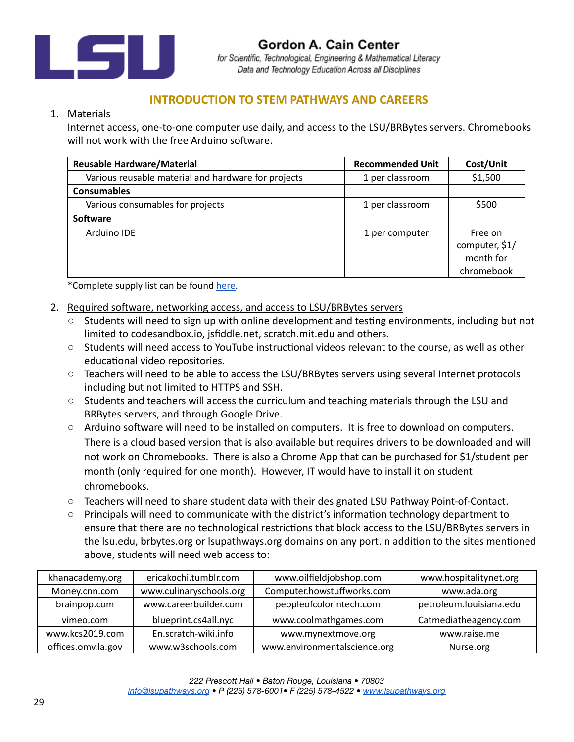# INTRODUCTION TO STEM PATHWAYS AND CAREERS

1. Materials

   Internet access, one-to-one computer use daily, and access to the LSU/BRBytes servers. Chromebooks will not work with the free Arduino software.

| Reusable Hardware/Material | Recommended Unit | Cost/Unit |
|---|---|---|
| Various reusable material and hardware for projects | 1 per classroom | $1,500 |
| **Consumables** | | |
| Various consumables for projects | 1 per classroom | $500 |
| **Software** | | |
| Arduino IDE | 1 per computer | Free on computer, $1/ month for chromebook |

*Complete supply list can be found here.

2. Required software, networking access, and access to LSU/BRBytes servers
   - Students will need to sign up with online development and testing environments, including but not limited to codesandbox.io, jsfiddle.net, scratch.mit.edu and others.
   - Students will need access to YouTube instructional videos relevant to the course, as well as other educational video repositories.
   - Teachers will need to be able to access the LSU/BRBytes servers using several Internet protocols including but not limited to HTTPS and SSH.
   - Students and teachers will access the curriculum and teaching materials through the LSU and BRBytes servers, and through Google Drive.
   - Arduino software will need to be installed on computers. It is free to download on computers. There is a cloud based version that is also available but requires drivers to be downloaded and will not work on Chromebooks. There is also a Chrome App that can be purchased for $1/student per month (only required for one month). However, IT would have to install it on student chromebooks.
   - Teachers will need to share student data with their designated LSU Pathway Point-of-Contact.
   - Principals will need to communicate with the district's information technology department to ensure that there are no technological restrictions that block access to the LSU/BRBytes servers in the lsu.edu, brbytes.org or lsupathways.org domains on any port.In addition to the sites mentioned above, students will need web access to:

| khanacademy.org | ericakochi.tumblr.com | www.oilfieldjobshop.com | www.hospitalitynet.org |
|---|---|---|---|
| Money.cnn.com | www.culinaryschools.org | Computer.howstuffworks.com | www.ada.org |
| brainpop.com | www.careerbuilder.com | peopleofcolorintech.com | petroleum.louisiana.edu |
| vimeo.com | blueprint.cs4all.nyc | www.coolmathgames.com | Catmediatheagency.com |
| www.kcs2019.com | En.scratch-wiki.info | www.mynextmove.org | www.raise.me |
| offices.omv.la.gov | www.w3schools.com | www.environmentalscience.org | Nurse.org |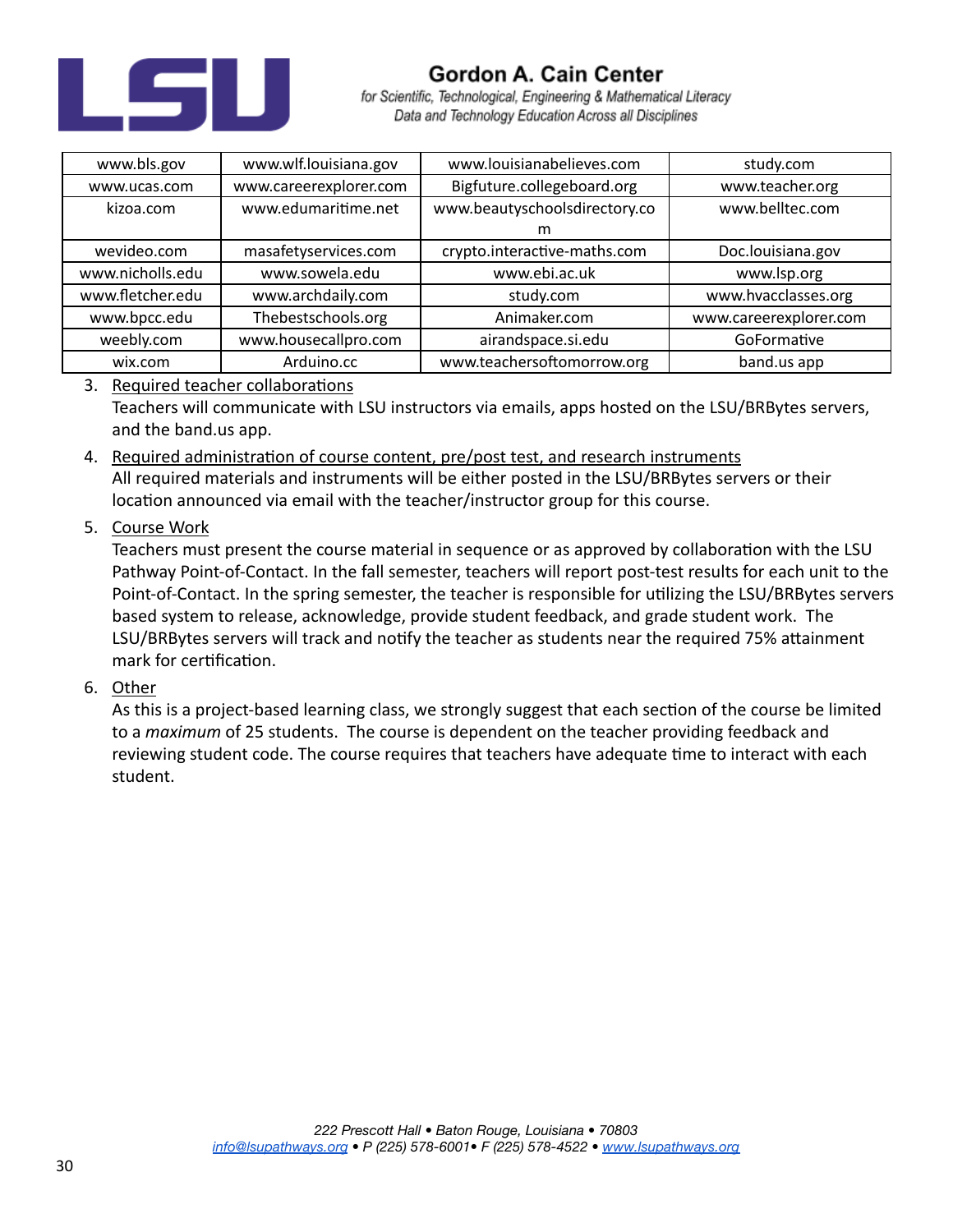| | | | |
|---|---|---|---|
| www.bls.gov | www.wlf.louisiana.gov | www.louisianabelieves.com | study.com |
| www.ucas.com | www.careerexplorer.com | Bigfuture.collegeboard.org | www.teacher.org |
| kizoa.com | www.edumaritime.net | www.beautyschoolsdirectory.com | www.belltec.com |
| wevideo.com | masafetyservices.com | crypto.interactive-maths.com | Doc.louisiana.gov |
| www.nicholls.edu | www.sowela.edu | www.ebi.ac.uk | www.lsp.org |
| www.fletcher.edu | www.archdaily.com | study.com | www.hvacclasses.org |
| www.bpcc.edu | Thebestschools.org | Animaker.com | www.careerexplorer.com |
| weebly.com | www.housecallpro.com | airandspace.si.edu | GoFormative |
| wix.com | Arduino.cc | www.teachersoftomorrow.org | band.us app |

3. Required teacher collaborations
   Teachers will communicate with LSU instructors via emails, apps hosted on the LSU/BRBytes servers, and the band.us app.
4. Required administration of course content, pre/post test, and research instruments
   All required materials and instruments will be either posted in the LSU/BRBytes servers or their location announced via email with the teacher/instructor group for this course.
5. Course Work
   Teachers must present the course material in sequence or as approved by collaboration with the LSU Pathway Point-of-Contact. In the fall semester, teachers will report post-test results for each unit to the Point-of-Contact. In the spring semester, the teacher is responsible for utilizing the LSU/BRBytes servers based system to release, acknowledge, provide student feedback, and grade student work. The LSU/BRBytes servers will track and notify the teacher as students near the required 75% attainment mark for certification.
6. Other
   As this is a project-based learning class, we strongly suggest that each section of the course be limited to a *maximum* of 25 students. The course is dependent on the teacher providing feedback and reviewing student code. The course requires that teachers have adequate time to interact with each student.